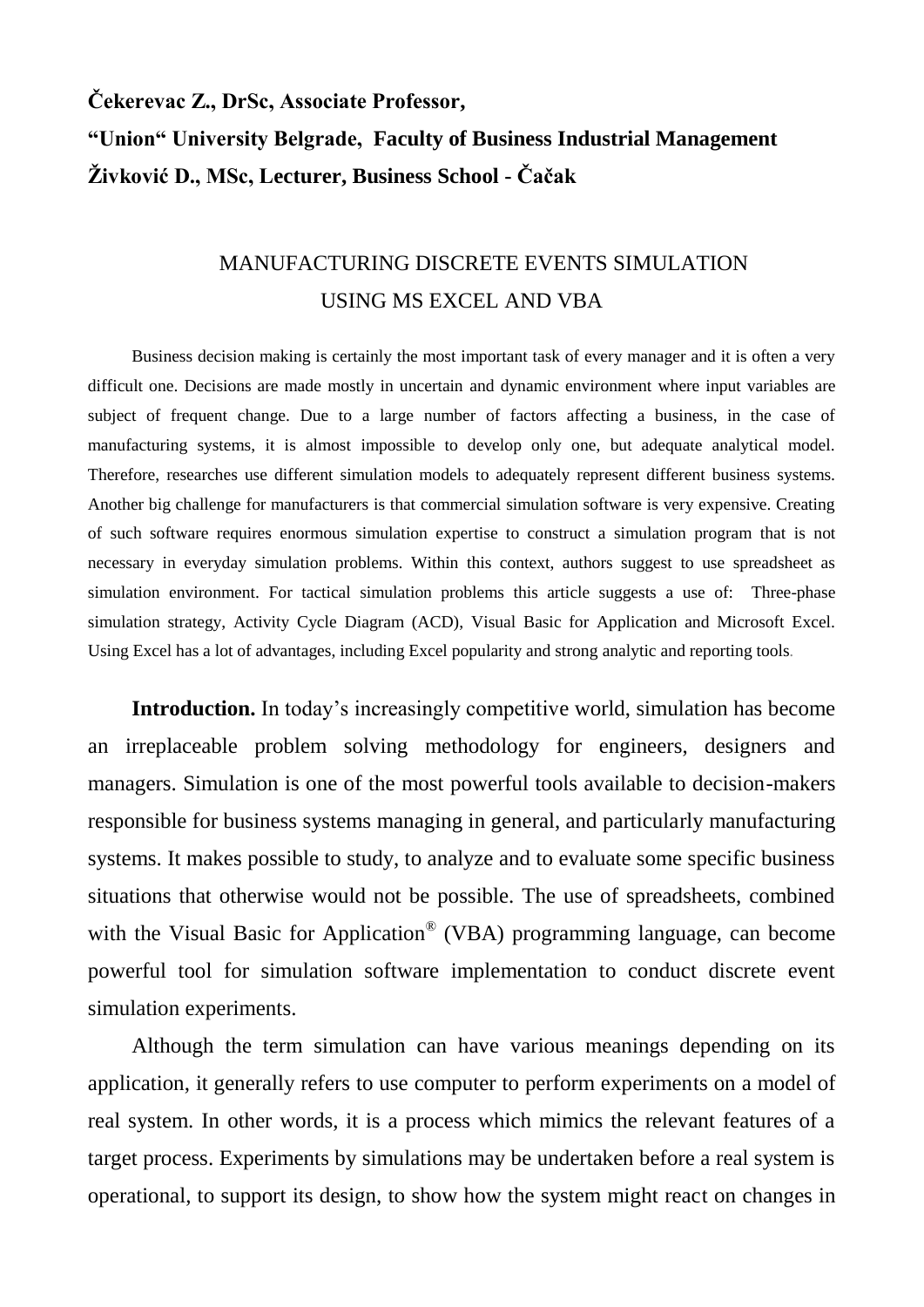**Čekerevac Z., DrSc, Associate Professor,**
**"Union" University Belgrade, Faculty of Business Industrial Management**
**Živković D., MSc, Lecturer, Business School - Čačak**

# MANUFACTURING DISCRETE EVENTS SIMULATION USING MS EXCEL AND VBA

Business decision making is certainly the most important task of every manager and it is often a very difficult one. Decisions are made mostly in uncertain and dynamic environment where input variables are subject of frequent change. Due to a large number of factors affecting a business, in the case of manufacturing systems, it is almost impossible to develop only one, but adequate analytical model. Therefore, researches use different simulation models to adequately represent different business systems. Another big challenge for manufacturers is that commercial simulation software is very expensive. Creating of such software requires enormous simulation expertise to construct a simulation program that is not necessary in everyday simulation problems. Within this context, authors suggest to use spreadsheet as simulation environment. For tactical simulation problems this article suggests a use of: Three-phase simulation strategy, Activity Cycle Diagram (ACD), Visual Basic for Application and Microsoft Excel. Using Excel has a lot of advantages, including Excel popularity and strong analytic and reporting tools.

**Introduction.** In today's increasingly competitive world, simulation has become an irreplaceable problem solving methodology for engineers, designers and managers. Simulation is one of the most powerful tools available to decision-makers responsible for business systems managing in general, and particularly manufacturing systems. It makes possible to study, to analyze and to evaluate some specific business situations that otherwise would not be possible. The use of spreadsheets, combined with the Visual Basic for Application® (VBA) programming language, can become powerful tool for simulation software implementation to conduct discrete event simulation experiments.

Although the term simulation can have various meanings depending on its application, it generally refers to use computer to perform experiments on a model of real system. In other words, it is a process which mimics the relevant features of a target process. Experiments by simulations may be undertaken before a real system is operational, to support its design, to show how the system might react on changes in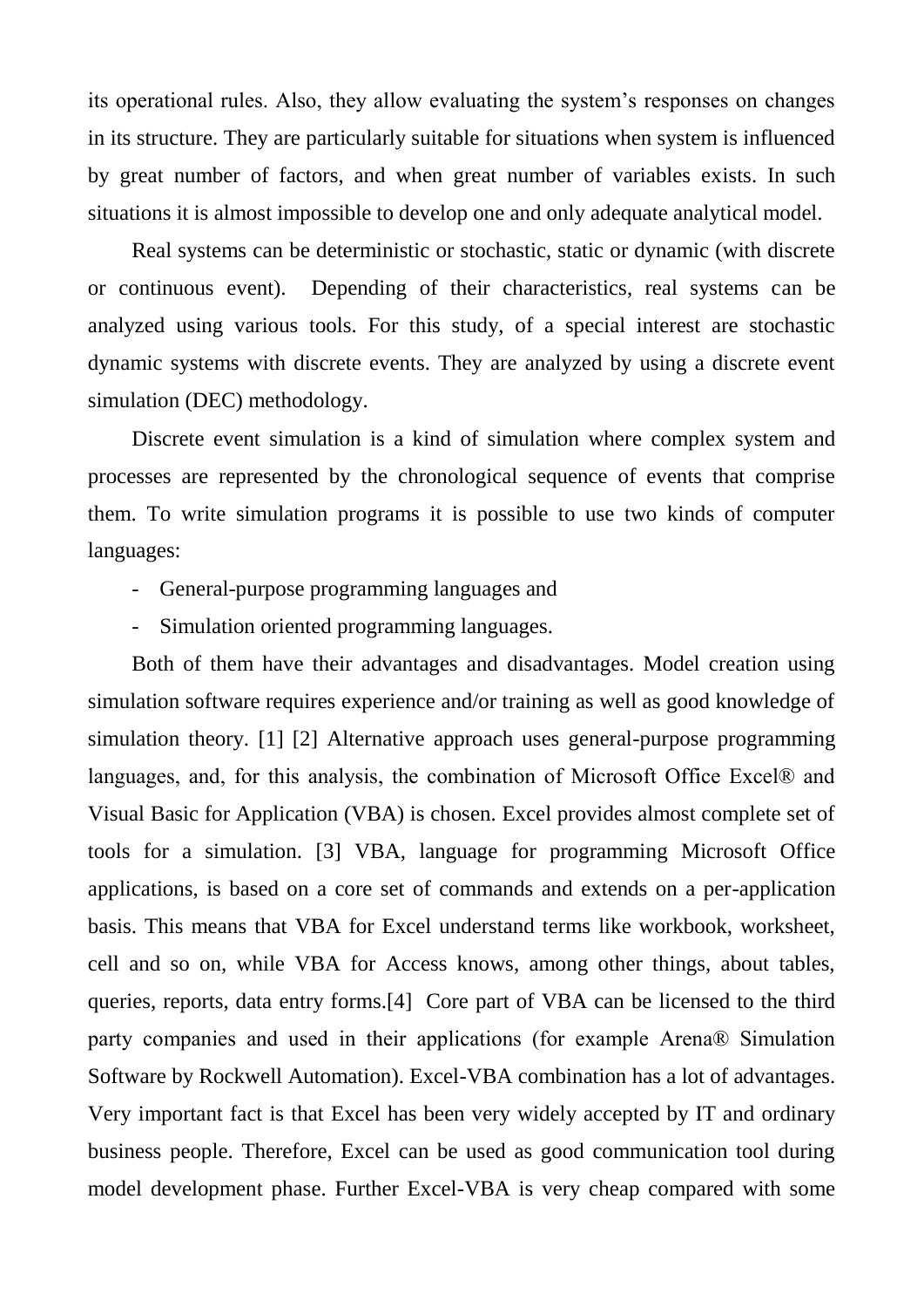its operational rules. Also, they allow evaluating the system's responses on changes in its structure. They are particularly suitable for situations when system is influenced by great number of factors, and when great number of variables exists. In such situations it is almost impossible to develop one and only adequate analytical model.

Real systems can be deterministic or stochastic, static or dynamic (with discrete or continuous event). Depending of their characteristics, real systems can be analyzed using various tools. For this study, of a special interest are stochastic dynamic systems with discrete events. They are analyzed by using a discrete event simulation (DEC) methodology.

Discrete event simulation is a kind of simulation where complex system and processes are represented by the chronological sequence of events that comprise them. To write simulation programs it is possible to use two kinds of computer languages:

- General-purpose programming languages and
- Simulation oriented programming languages.

Both of them have their advantages and disadvantages. Model creation using simulation software requires experience and/or training as well as good knowledge of simulation theory. [1] [2] Alternative approach uses general-purpose programming languages, and, for this analysis, the combination of Microsoft Office Excel® and Visual Basic for Application (VBA) is chosen. Excel provides almost complete set of tools for a simulation. [3] VBA, language for programming Microsoft Office applications, is based on a core set of commands and extends on a per-application basis. This means that VBA for Excel understand terms like workbook, worksheet, cell and so on, while VBA for Access knows, among other things, about tables, queries, reports, data entry forms.[4] Core part of VBA can be licensed to the third party companies and used in their applications (for example Arena® Simulation Software by Rockwell Automation). Excel-VBA combination has a lot of advantages. Very important fact is that Excel has been very widely accepted by IT and ordinary business people. Therefore, Excel can be used as good communication tool during model development phase. Further Excel-VBA is very cheap compared with some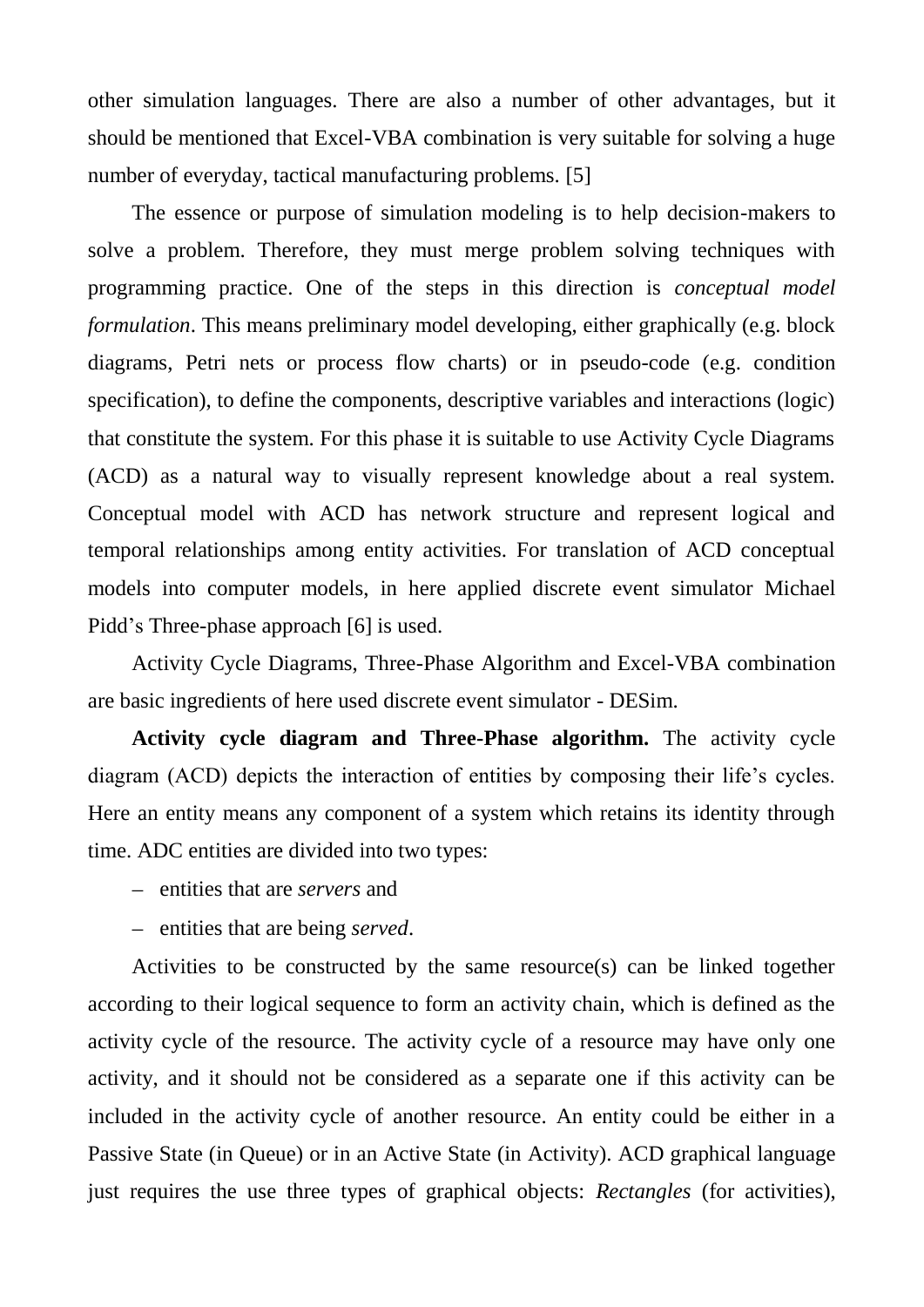other simulation languages. There are also a number of other advantages, but it should be mentioned that Excel-VBA combination is very suitable for solving a huge number of everyday, tactical manufacturing problems. [5]

The essence or purpose of simulation modeling is to help decision-makers to solve a problem. Therefore, they must merge problem solving techniques with programming practice. One of the steps in this direction is *conceptual model formulation*. This means preliminary model developing, either graphically (e.g. block diagrams, Petri nets or process flow charts) or in pseudo-code (e.g. condition specification), to define the components, descriptive variables and interactions (logic) that constitute the system. For this phase it is suitable to use Activity Cycle Diagrams (ACD) as a natural way to visually represent knowledge about a real system. Conceptual model with ACD has network structure and represent logical and temporal relationships among entity activities. For translation of ACD conceptual models into computer models, in here applied discrete event simulator Michael Pidd's Three-phase approach [6] is used.

Activity Cycle Diagrams, Three-Phase Algorithm and Excel-VBA combination are basic ingredients of here used discrete event simulator - DESim.

**Activity cycle diagram and Three-Phase algorithm.** The activity cycle diagram (ACD) depicts the interaction of entities by composing their life's cycles. Here an entity means any component of a system which retains its identity through time. ADC entities are divided into two types:

– entities that are *servers* and

– entities that are being *served*.

Activities to be constructed by the same resource(s) can be linked together according to their logical sequence to form an activity chain, which is defined as the activity cycle of the resource. The activity cycle of a resource may have only one activity, and it should not be considered as a separate one if this activity can be included in the activity cycle of another resource. An entity could be either in a Passive State (in Queue) or in an Active State (in Activity). ACD graphical language just requires the use three types of graphical objects: *Rectangles* (for activities),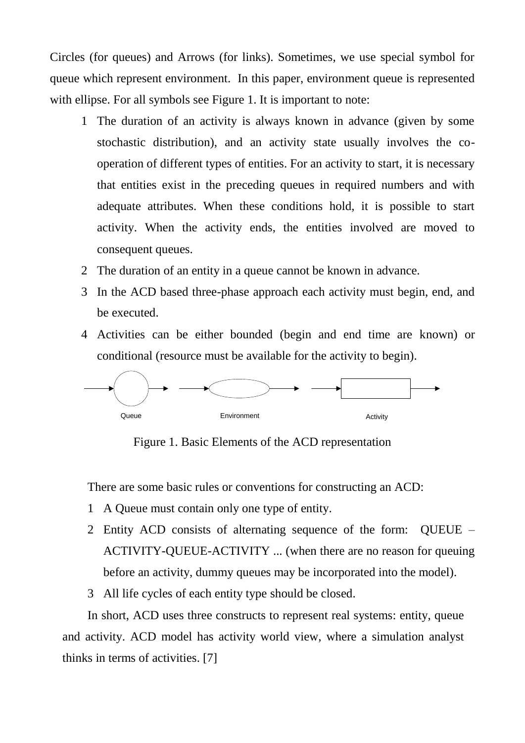Circles (for queues) and Arrows (for links). Sometimes, we use special symbol for queue which represent environment. In this paper, environment queue is represented with ellipse. For all symbols see Figure 1. It is important to note:

1. The duration of an activity is always known in advance (given by some stochastic distribution), and an activity state usually involves the co-operation of different types of entities. For an activity to start, it is necessary that entities exist in the preceding queues in required numbers and with adequate attributes. When these conditions hold, it is possible to start activity. When the activity ends, the entities involved are moved to consequent queues.
2. The duration of an entity in a queue cannot be known in advance.
3. In the ACD based three-phase approach each activity must begin, end, and be executed.
4. Activities can be either bounded (begin and end time are known) or conditional (resource must be available for the activity to begin).

Queue Environment Activity

Figure 1. Basic Elements of the ACD representation

There are some basic rules or conventions for constructing an ACD:

1. A Queue must contain only one type of entity.
2. Entity ACD consists of alternating sequence of the form: QUEUE – ACTIVITY-QUEUE-ACTIVITY ... (when there are no reason for queuing before an activity, dummy queues may be incorporated into the model).
3. All life cycles of each entity type should be closed.

In short, ACD uses three constructs to represent real systems: entity, queue and activity. ACD model has activity world view, where a simulation analyst thinks in terms of activities. [7]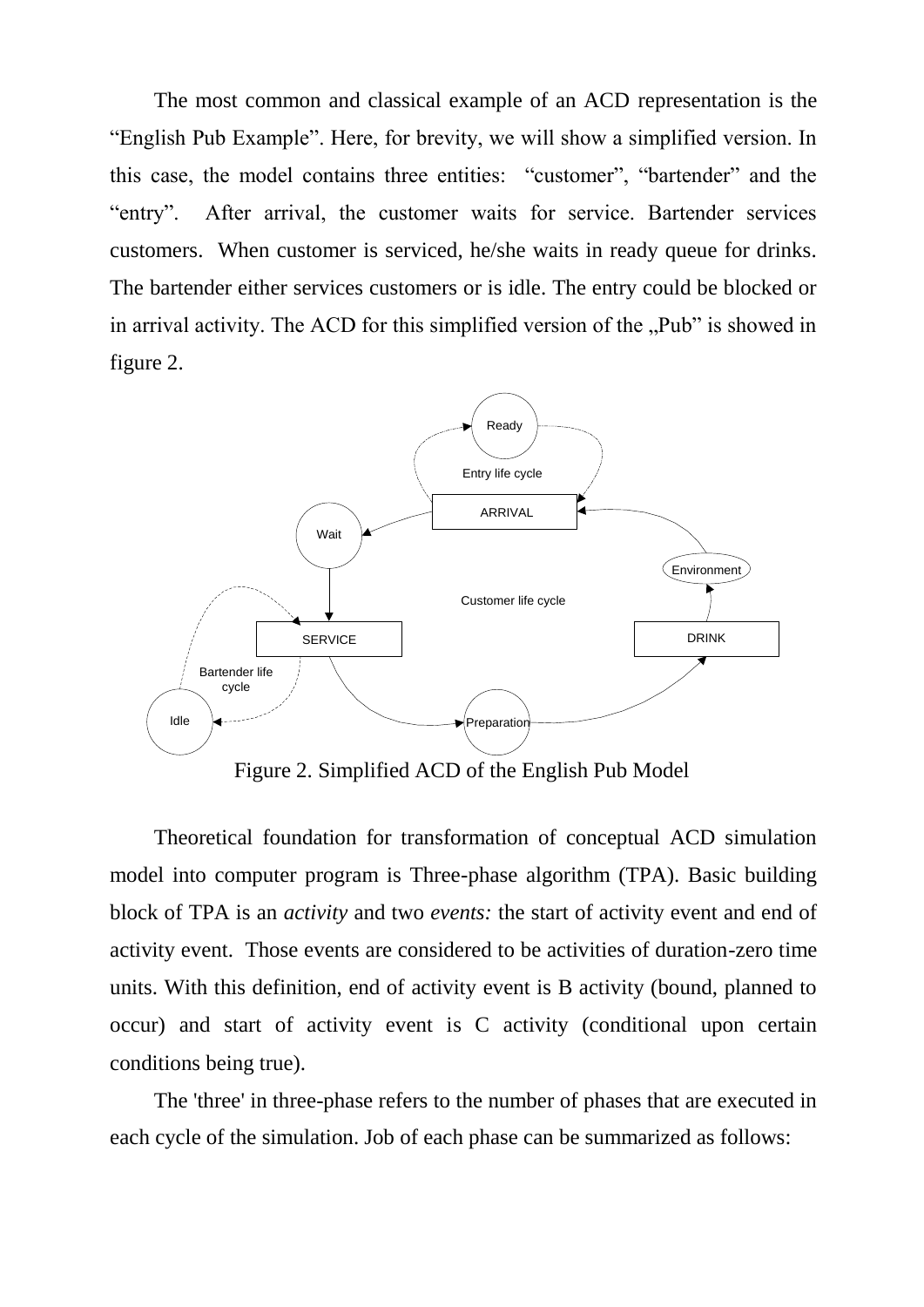The most common and classical example of an ACD representation is the "English Pub Example". Here, for brevity, we will show a simplified version. In this case, the model contains three entities: "customer", "bartender" and the "entry". After arrival, the customer waits for service. Bartender services customers. When customer is serviced, he/she waits in ready queue for drinks. The bartender either services customers or is idle. The entry could be blocked or in arrival activity. The ACD for this simplified version of the „Pub" is showed in figure 2.

Figure 2. Simplified ACD of the English Pub Model

Theoretical foundation for transformation of conceptual ACD simulation model into computer program is Three-phase algorithm (TPA). Basic building block of TPA is an *activity* and two *events:* the start of activity event and end of activity event. Those events are considered to be activities of duration-zero time units. With this definition, end of activity event is B activity (bound, planned to occur) and start of activity event is C activity (conditional upon certain conditions being true).

The 'three' in three-phase refers to the number of phases that are executed in each cycle of the simulation. Job of each phase can be summarized as follows: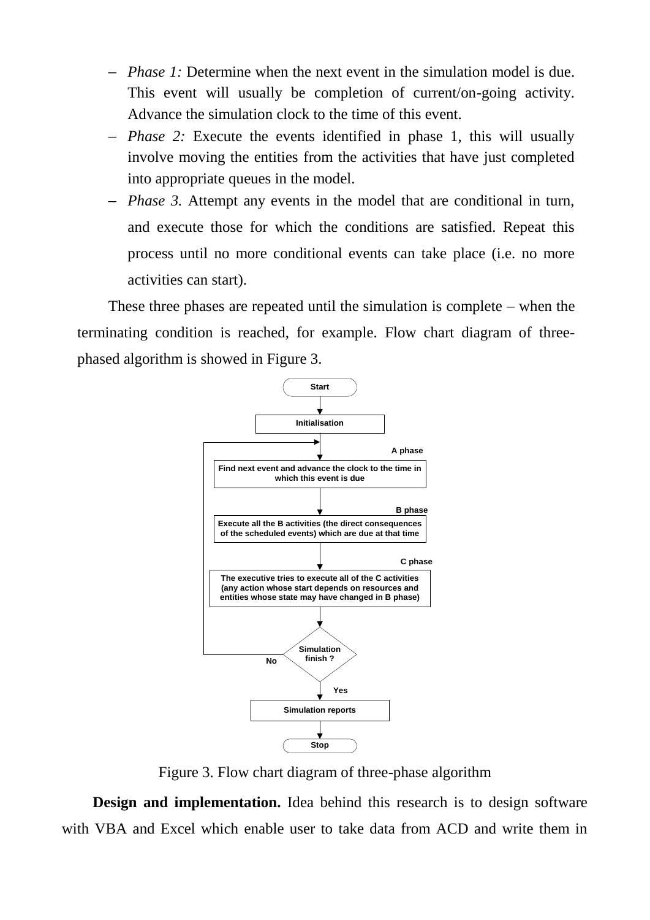- *Phase 1:* Determine when the next event in the simulation model is due. This event will usually be completion of current/on-going activity. Advance the simulation clock to the time of this event.
- *Phase 2:* Execute the events identified in phase 1, this will usually involve moving the entities from the activities that have just completed into appropriate queues in the model.
- *Phase 3.* Attempt any events in the model that are conditional in turn, and execute those for which the conditions are satisfied. Repeat this process until no more conditional events can take place (i.e. no more activities can start).

These three phases are repeated until the simulation is complete – when the terminating condition is reached, for example. Flow chart diagram of three-phased algorithm is showed in Figure 3.

Figure 3. Flow chart diagram of three-phase algorithm

**Design and implementation.** Idea behind this research is to design software with VBA and Excel which enable user to take data from ACD and write them in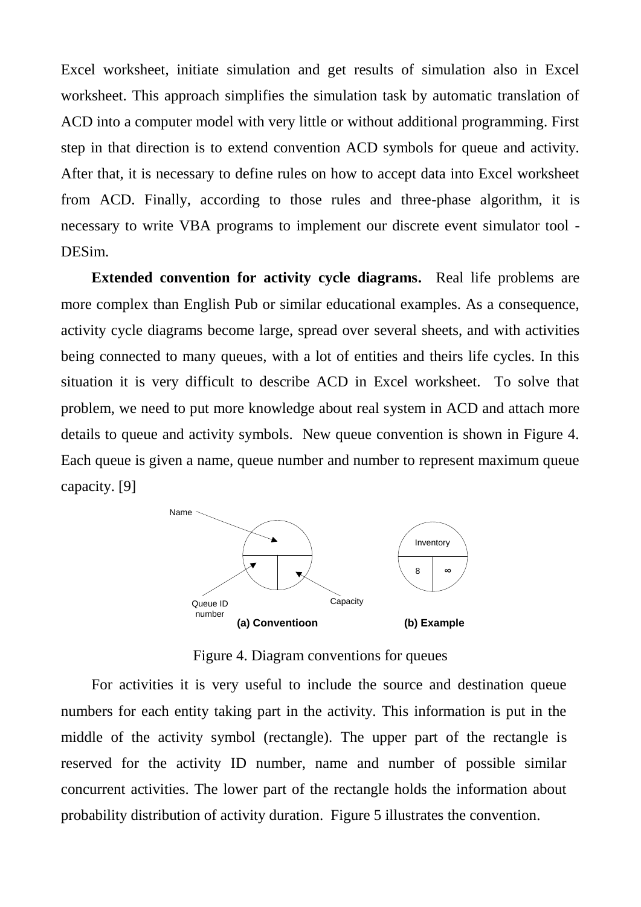Excel worksheet, initiate simulation and get results of simulation also in Excel worksheet. This approach simplifies the simulation task by automatic translation of ACD into a computer model with very little or without additional programming. First step in that direction is to extend convention ACD symbols for queue and activity. After that, it is necessary to define rules on how to accept data into Excel worksheet from ACD. Finally, according to those rules and three-phase algorithm, it is necessary to write VBA programs to implement our discrete event simulator tool - DESim.

**Extended convention for activity cycle diagrams.** Real life problems are more complex than English Pub or similar educational examples. As a consequence, activity cycle diagrams become large, spread over several sheets, and with activities being connected to many queues, with a lot of entities and theirs life cycles. In this situation it is very difficult to describe ACD in Excel worksheet. To solve that problem, we need to put more knowledge about real system in ACD and attach more details to queue and activity symbols. New queue convention is shown in Figure 4. Each queue is given a name, queue number and number to represent maximum queue capacity. [9]

Name

Queue ID number

Capacity

**(a) Conventioon**

Inventory

8 ∞

**(b) Example**

Figure 4. Diagram conventions for queues

For activities it is very useful to include the source and destination queue numbers for each entity taking part in the activity. This information is put in the middle of the activity symbol (rectangle). The upper part of the rectangle is reserved for the activity ID number, name and number of possible similar concurrent activities. The lower part of the rectangle holds the information about probability distribution of activity duration. Figure 5 illustrates the convention.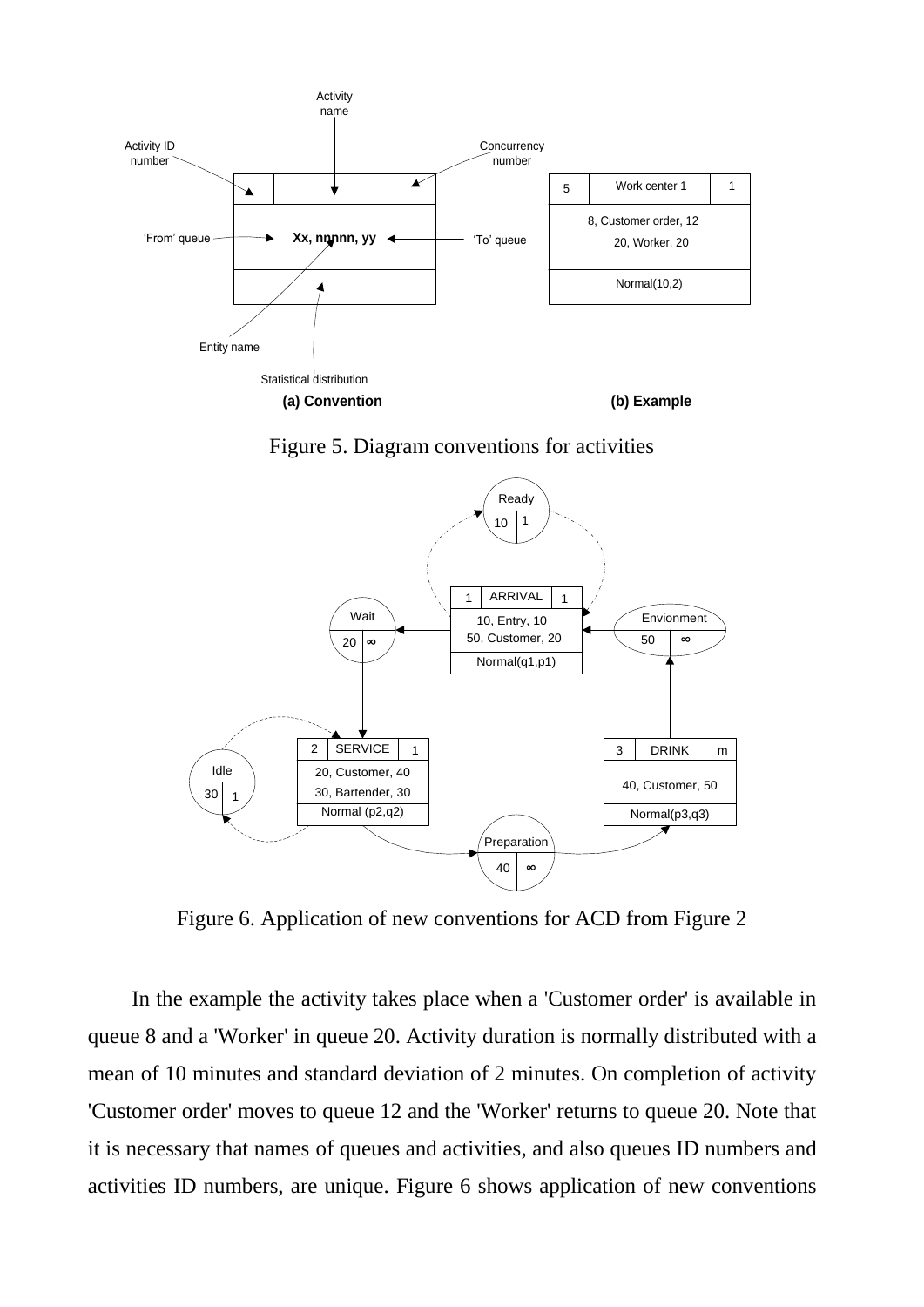Figure 5. Diagram conventions for activities

Figure 6. Application of new conventions for ACD from Figure 2

In the example the activity takes place when a 'Customer order' is available in queue 8 and a 'Worker' in queue 20. Activity duration is normally distributed with a mean of 10 minutes and standard deviation of 2 minutes. On completion of activity 'Customer order' moves to queue 12 and the 'Worker' returns to queue 20. Note that it is necessary that names of queues and activities, and also queues ID numbers and activities ID numbers, are unique. Figure 6 shows application of new conventions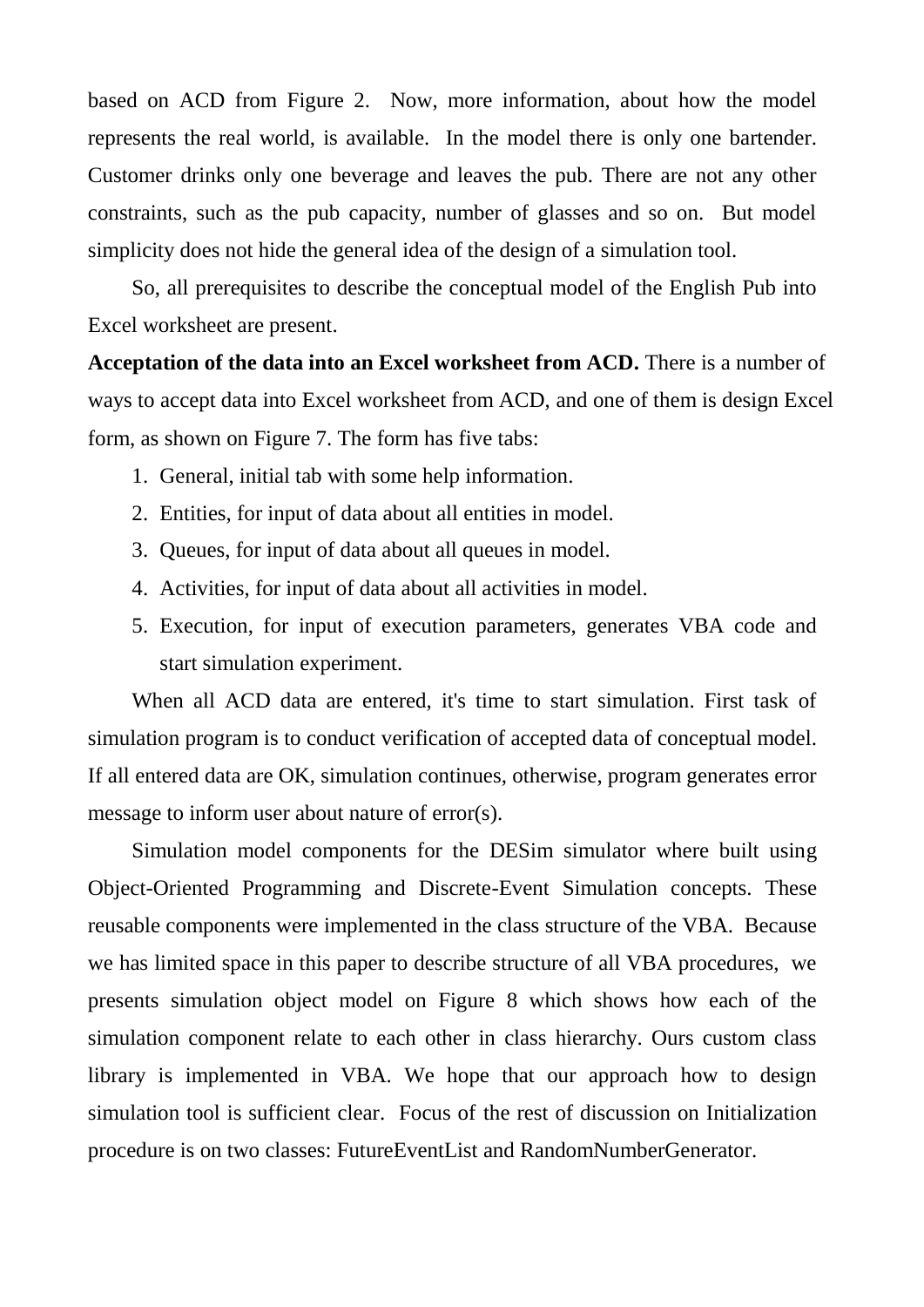based on ACD from Figure 2. Now, more information, about how the model represents the real world, is available. In the model there is only one bartender. Customer drinks only one beverage and leaves the pub. There are not any other constraints, such as the pub capacity, number of glasses and so on. But model simplicity does not hide the general idea of the design of a simulation tool.

So, all prerequisites to describe the conceptual model of the English Pub into Excel worksheet are present.

**Acceptation of the data into an Excel worksheet from ACD.** There is a number of ways to accept data into Excel worksheet from ACD, and one of them is design Excel form, as shown on Figure 7. The form has five tabs:

1. General, initial tab with some help information.
2. Entities, for input of data about all entities in model.
3. Queues, for input of data about all queues in model.
4. Activities, for input of data about all activities in model.
5. Execution, for input of execution parameters, generates VBA code and start simulation experiment.

When all ACD data are entered, it's time to start simulation. First task of simulation program is to conduct verification of accepted data of conceptual model. If all entered data are OK, simulation continues, otherwise, program generates error message to inform user about nature of error(s).

Simulation model components for the DESim simulator where built using Object-Oriented Programming and Discrete-Event Simulation concepts. These reusable components were implemented in the class structure of the VBA. Because we has limited space in this paper to describe structure of all VBA procedures, we presents simulation object model on Figure 8 which shows how each of the simulation component relate to each other in class hierarchy. Ours custom class library is implemented in VBA. We hope that our approach how to design simulation tool is sufficient clear. Focus of the rest of discussion on Initialization procedure is on two classes: FutureEventList and RandomNumberGenerator.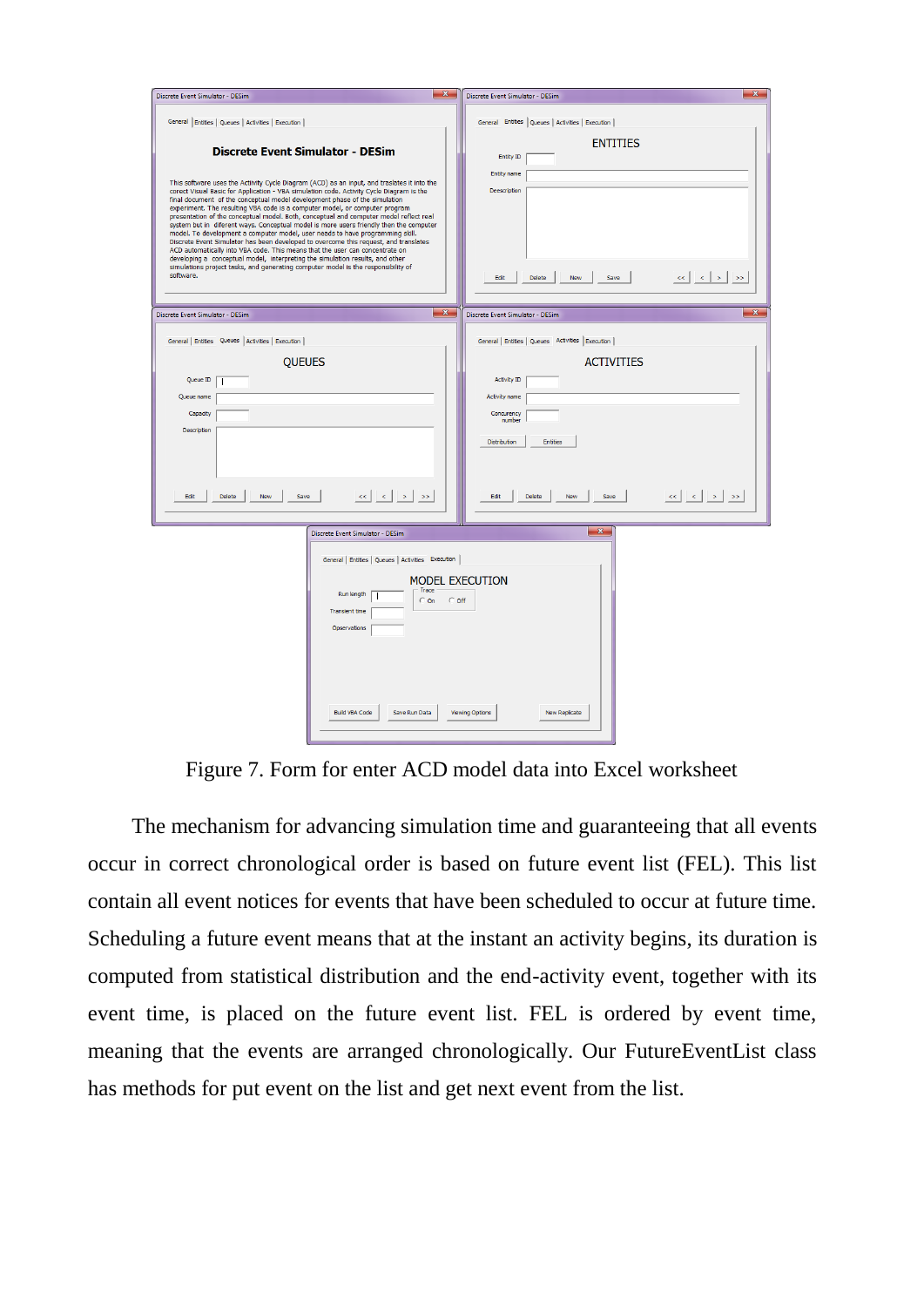Figure 7. Form for enter ACD model data into Excel worksheet

The mechanism for advancing simulation time and guaranteeing that all events occur in correct chronological order is based on future event list (FEL). This list contain all event notices for events that have been scheduled to occur at future time. Scheduling a future event means that at the instant an activity begins, its duration is computed from statistical distribution and the end-activity event, together with its event time, is placed on the future event list. FEL is ordered by event time, meaning that the events are arranged chronologically. Our FutureEventList class has methods for put event on the list and get next event from the list.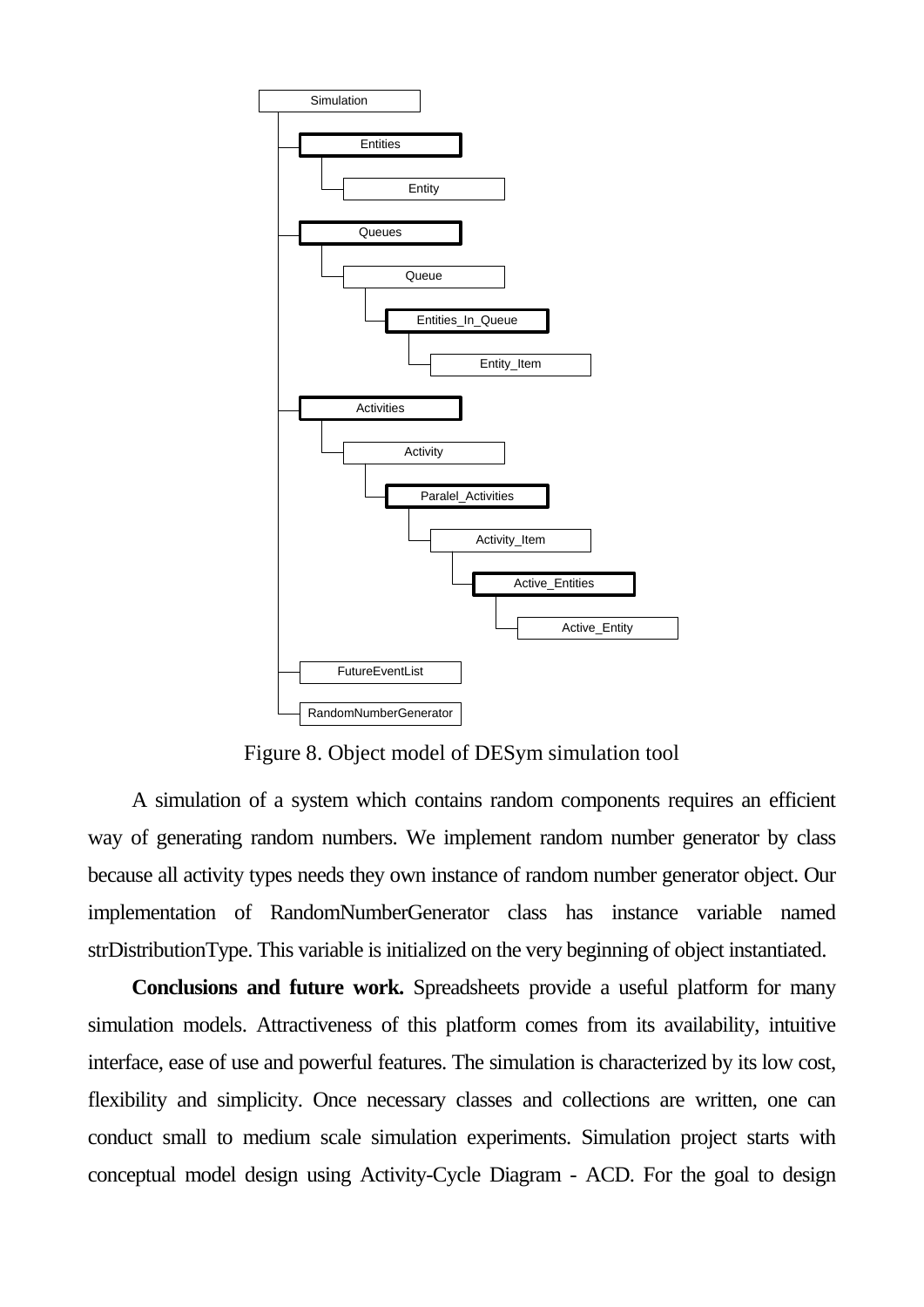- Simulation
  - Entities
    - Entity
  - Queues
    - Queue
      - Entities_In_Queue
        - Entity_Item
  - Activities
    - Activity
      - Paralel_Activities
        - Activity_Item
          - Active_Entities
            - Active_Entity
  - FutureEventList
  - RandomNumberGenerator

Figure 8. Object model of DESym simulation tool

A simulation of a system which contains random components requires an efficient way of generating random numbers. We implement random number generator by class because all activity types needs they own instance of random number generator object. Our implementation of RandomNumberGenerator class has instance variable named strDistributionType. This variable is initialized on the very beginning of object instantiated.

**Conclusions and future work.** Spreadsheets provide a useful platform for many simulation models. Attractiveness of this platform comes from its availability, intuitive interface, ease of use and powerful features. The simulation is characterized by its low cost, flexibility and simplicity. Once necessary classes and collections are written, one can conduct small to medium scale simulation experiments. Simulation project starts with conceptual model design using Activity-Cycle Diagram - ACD. For the goal to design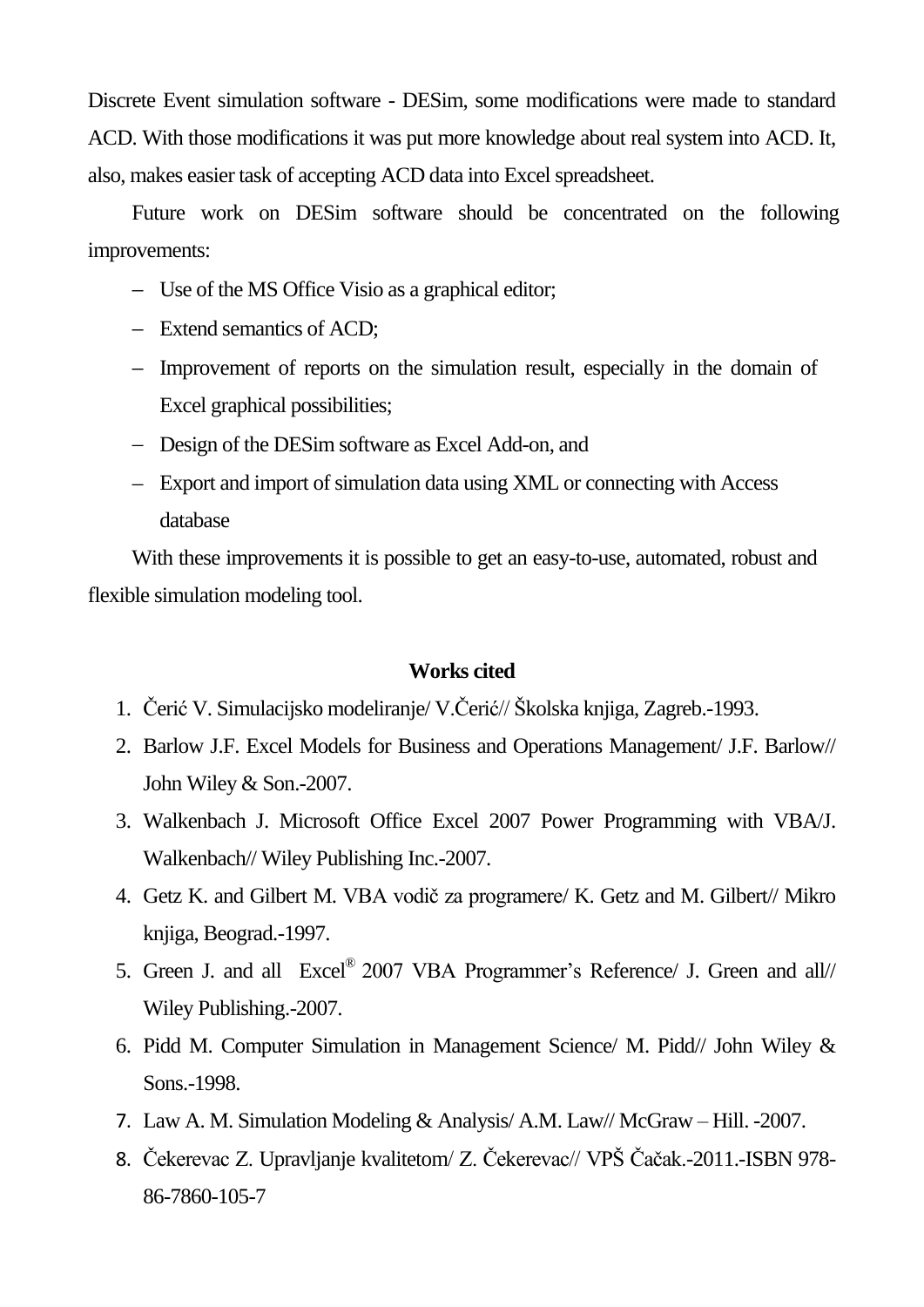Discrete Event simulation software - DESim, some modifications were made to standard ACD. With those modifications it was put more knowledge about real system into ACD. It, also, makes easier task of accepting ACD data into Excel spreadsheet.

Future work on DESim software should be concentrated on the following improvements:

- Use of the MS Office Visio as a graphical editor;
- Extend semantics of ACD;
- Improvement of reports on the simulation result, especially in the domain of Excel graphical possibilities;
- Design of the DESim software as Excel Add-on, and
- Export and import of simulation data using XML or connecting with Access database

With these improvements it is possible to get an easy-to-use, automated, robust and flexible simulation modeling tool.

**Works cited**

1. Čerić V. Simulacijsko modeliranje/ V.Čerić// Školska knjiga, Zagreb.-1993.
2. Barlow J.F. Excel Models for Business and Operations Management/ J.F. Barlow// John Wiley & Son.-2007.
3. Walkenbach J. Microsoft Office Excel 2007 Power Programming with VBA/J. Walkenbach// Wiley Publishing Inc.-2007.
4. Getz K. and Gilbert M. VBA vodič za programere/ K. Getz and M. Gilbert// Mikro knjiga, Beograd.-1997.
5. Green J. and all Excel® 2007 VBA Programmer's Reference/ J. Green and all// Wiley Publishing.-2007.
6. Pidd M. Computer Simulation in Management Science/ M. Pidd// John Wiley & Sons.-1998.
7. Law A. M. Simulation Modeling & Analysis/ A.M. Law// McGraw – Hill. -2007.
8. Čekerevac Z. Upravljanje kvalitetom/ Z. Čekerevac// VPŠ Čačak.-2011.-ISBN 978-86-7860-105-7